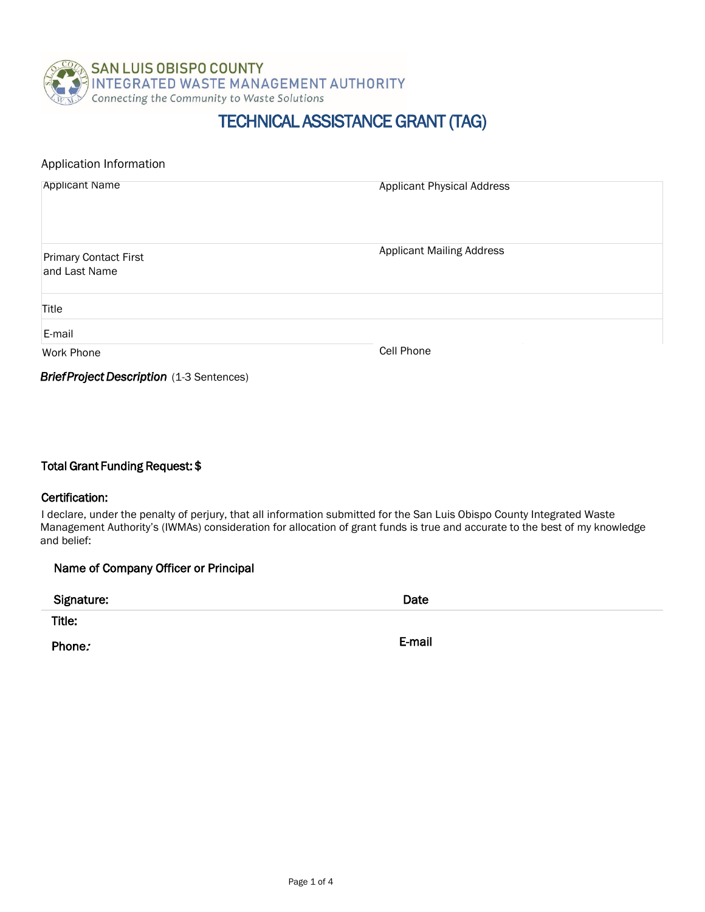SAN LUIS OBISPO COUNTY
INTEGRATED WASTE MANAGEMENT AUTHORITY
Connecting the Community to Waste Solutions

# TECHNICAL ASSISTANCE GRANT (TAG)

## Application Information

| Applicant Name | Applicant Physical Address |
|---|---|
| Primary Contact First and Last Name | Applicant Mailing Address |
| Title | |
| E-mail | |
| Work Phone | Cell Phone |

***Brief Project Description*** (1-3 Sentences)

**Total Grant Funding Request: $**

**Certification:**

I declare, under the penalty of perjury, that all information submitted for the San Luis Obispo County Integrated Waste Management Authority's (IWMAs) consideration for allocation of grant funds is true and accurate to the best of my knowledge and belief:

**Name of Company Officer or Principal**

| **Signature:** | **Date** |
|---|---|
| **Title:** | |
| **Phone:** | **E-mail** |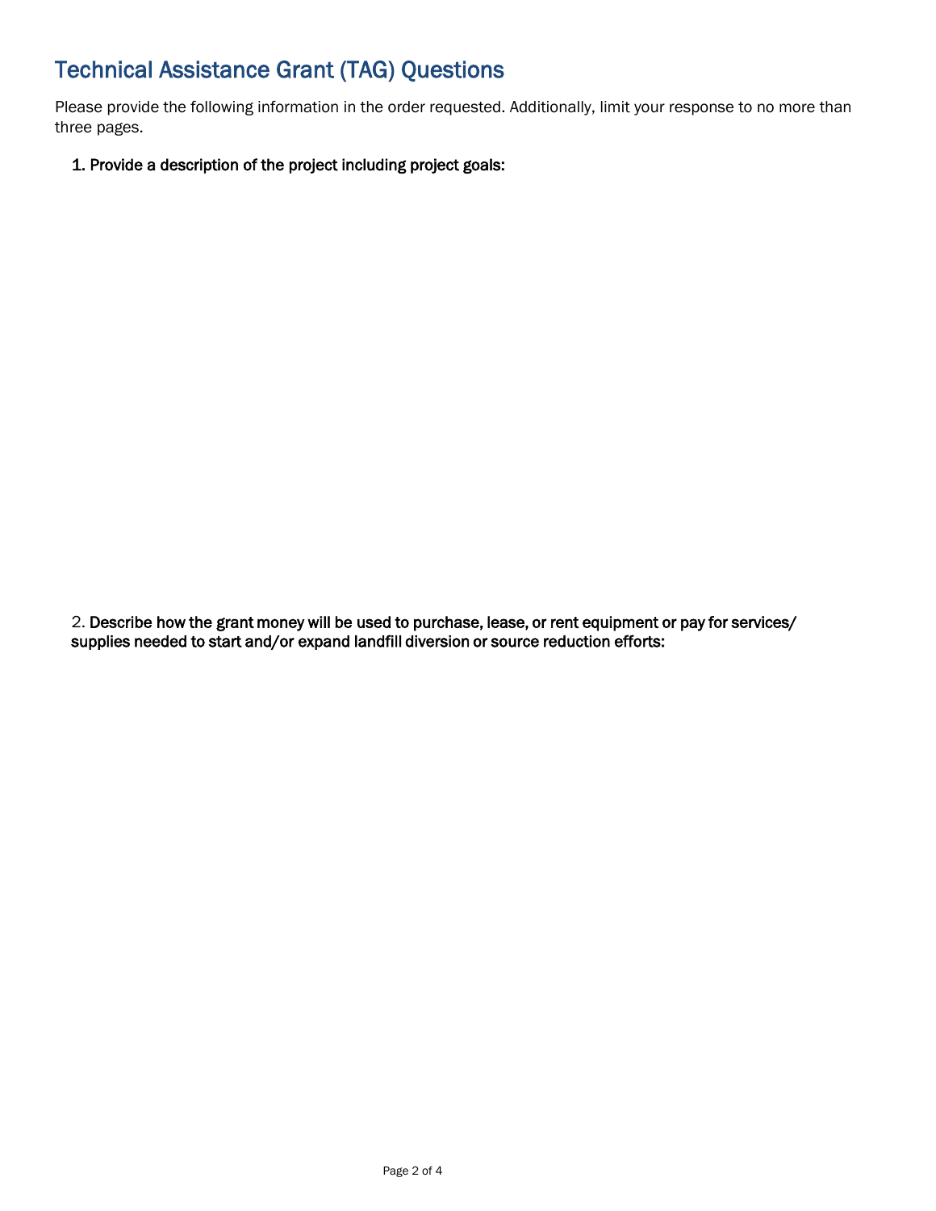# Technical Assistance Grant (TAG) Questions

Please provide the following information in the order requested. Additionally, limit your response to no more than three pages.

1. **Provide a description of the project including project goals:**

2. **Describe how the grant money will be used to purchase, lease, or rent equipment or pay for services/ supplies needed to start and/or expand landfill diversion or source reduction efforts:**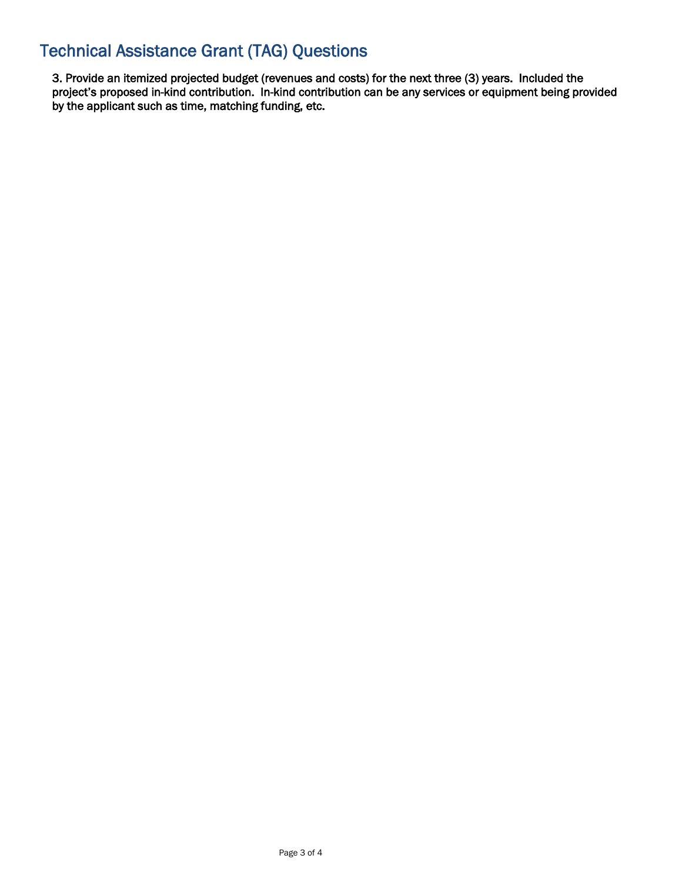# Technical Assistance Grant (TAG) Questions

**3. Provide an itemized projected budget (revenues and costs) for the next three (3) years. Included the project's proposed in-kind contribution. In-kind contribution can be any services or equipment being provided by the applicant such as time, matching funding, etc.**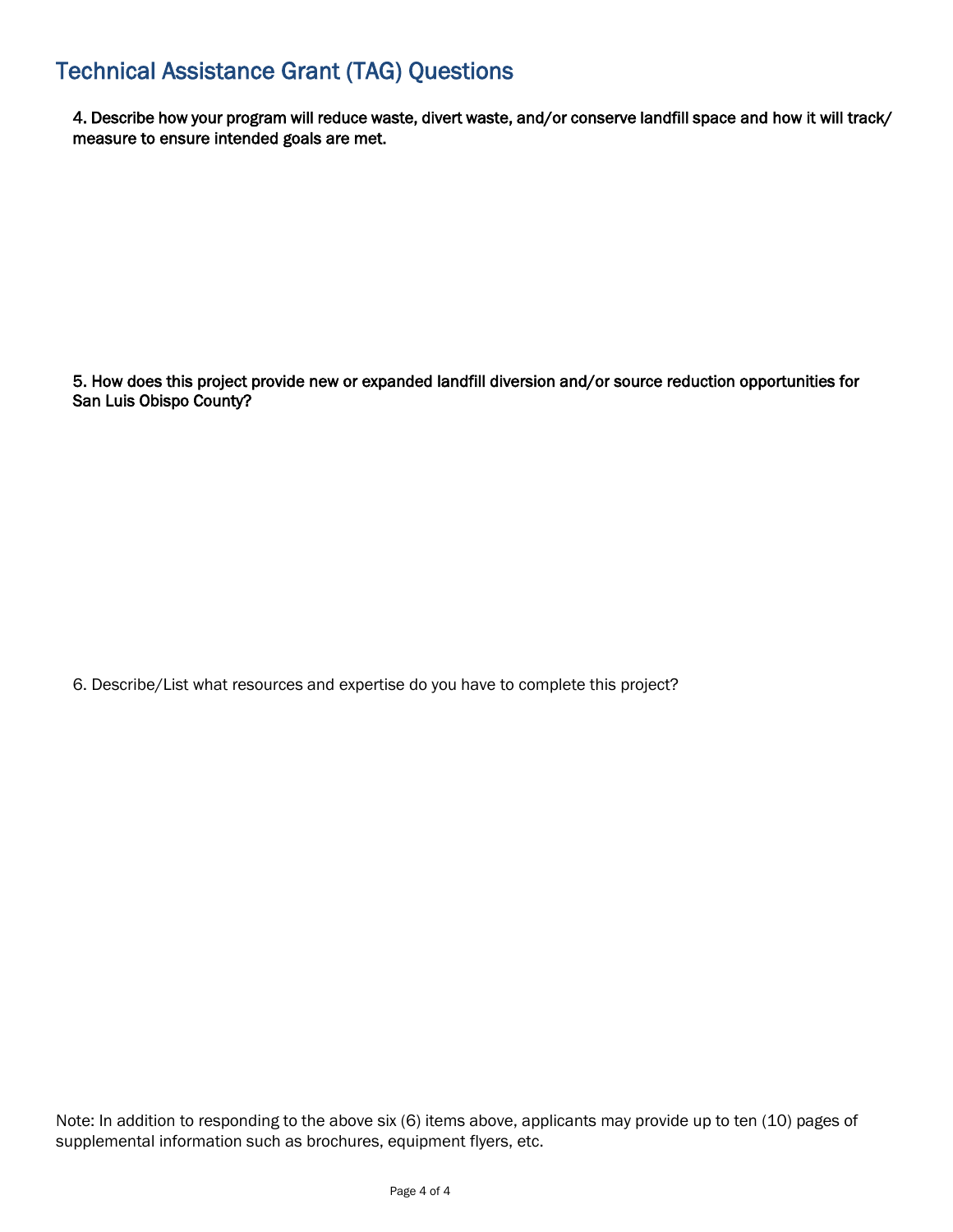## Technical Assistance Grant (TAG) Questions

4. Describe how your program will reduce waste, divert waste, and/or conserve landfill space and how it will track/ measure to ensure intended goals are met.

5. How does this project provide new or expanded landfill diversion and/or source reduction opportunities for San Luis Obispo County?

6. Describe/List what resources and expertise do you have to complete this project?

Note: In addition to responding to the above six (6) items above, applicants may provide up to ten (10) pages of supplemental information such as brochures, equipment flyers, etc.